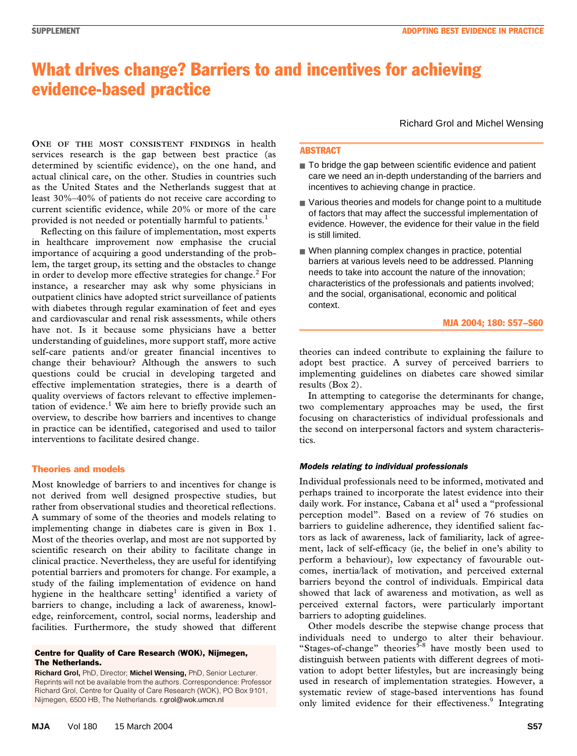# What drives change? Barriers to and incentives for achieving evidence-based practice

Richard Grol and Michel Wensing

## ABSTRACT

- To bridge the gap between scientific evidence and patient care we need an in-depth understanding of the barriers and incentives to achieving change in practice.
- Various theories and models for change point to a multitude of factors that may affect the successful implementation of evidence. However, the evidence for their value in the field is still limited.
- When planning complex changes in practice, potential barriers at various levels need to be addressed. Planning needs to take into account the nature of the innovation; characteristics of the professionals and patients involved; and the social, organisational, economic and political context.

MJA 2004; 180: S57–S60

One of the most consistent findings in health services research is the gap between best practice (as determined by scientific evidence), on the one hand, and actual clinical care, on the other. Studies in countries such as the United States and the Netherlands suggest that at least 30%–40% of patients do not receive care according to current scientific evidence, while 20% or more of the care provided is not needed or potentially harmful to patients.[1]

Reflecting on this failure of implementation, most experts in healthcare improvement now emphasise the crucial importance of acquiring a good understanding of the problem, the target group, its setting and the obstacles to change in order to develop more effective strategies for change.[2] For instance, a researcher may ask why some physicians in outpatient clinics have adopted strict surveillance of patients with diabetes through regular examination of feet and eyes and cardiovascular and renal risk assessments, while others have not. Is it because some physicians have a better understanding of guidelines, more support staff, more active self-care patients and/or greater financial incentives to change their behaviour? Although the answers to such questions could be crucial in developing targeted and effective implementation strategies, there is a dearth of quality overviews of factors relevant to effective implementation of evidence.[1] We aim here to briefly provide such an overview, to describe how barriers and incentives to change in practice can be identified, categorised and used to tailor interventions to facilitate desired change.

## Theories and models

Most knowledge of barriers to and incentives for change is not derived from well designed prospective studies, but rather from observational studies and theoretical reflections. A summary of some of the theories and models relating to implementing change in diabetes care is given in Box 1. Most of the theories overlap, and most are not supported by scientific research on their ability to facilitate change in clinical practice. Nevertheless, they are useful for identifying potential barriers and promoters for change. For example, a study of the failing implementation of evidence on hand hygiene in the healthcare setting[1] identified a variety of barriers to change, including a lack of awareness, knowledge, reinforcement, control, social norms, leadership and facilities. Furthermore, the study showed that different theories can indeed contribute to explaining the failure to adopt best practice. A survey of perceived barriers to implementing guidelines on diabetes care showed similar results (Box 2).

In attempting to categorise the determinants for change, two complementary approaches may be used, the first focusing on characteristics of individual professionals and the second on interpersonal factors and system characteristics.

### *Models relating to individual professionals*

Individual professionals need to be informed, motivated and perhaps trained to incorporate the latest evidence into their daily work. For instance, Cabana et al[4] used a "professional perception model". Based on a review of 76 studies on barriers to guideline adherence, they identified salient factors as lack of awareness, lack of familiarity, lack of agreement, lack of self-efficacy (ie, the belief in one's ability to perform a behaviour), low expectancy of favourable outcomes, inertia/lack of motivation, and perceived external barriers beyond the control of individuals. Empirical data showed that lack of awareness and motivation, as well as perceived external factors, were particularly important barriers to adopting guidelines.

Other models describe the stepwise change process that individuals need to undergo to alter their behaviour. "Stages-of-change" theories[5-8] have mostly been used to distinguish between patients with different degrees of motivation to adopt better lifestyles, but are increasingly being used in research of implementation strategies. However, a systematic review of stage-based interventions has found only limited evidence for their effectiveness.[9] Integrating

**Centre for Quality of Care Research (WOK), Nijmegen, The Netherlands.**

**Richard Grol,** PhD, Director; **Michel Wensing,** PhD, Senior Lecturer.

Reprints will not be available from the authors. Correspondence: Professor Richard Grol, Centre for Quality of Care Research (WOK), PO Box 9101, Nijmegen, 6500 HB, The Netherlands. r.grol@wok.umcn.nl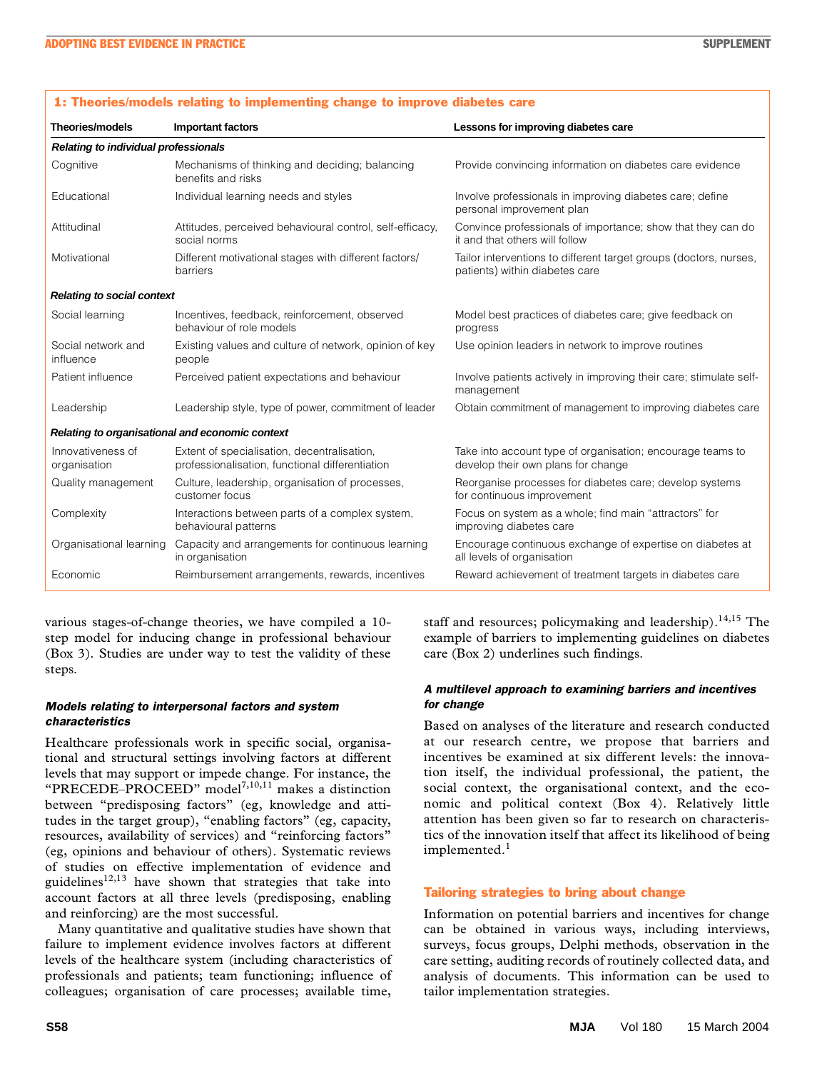**1: Theories/models relating to implementing change to improve diabetes care**

| Theories/models | Important factors | Lessons for improving diabetes care |
|---|---|---|
| ***Relating to individual professionals*** | | |
| Cognitive | Mechanisms of thinking and deciding; balancing benefits and risks | Provide convincing information on diabetes care evidence |
| Educational | Individual learning needs and styles | Involve professionals in improving diabetes care; define personal improvement plan |
| Attitudinal | Attitudes, perceived behavioural control, self-efficacy, social norms | Convince professionals of importance; show that they can do it and that others will follow |
| Motivational | Different motivational stages with different factors/barriers | Tailor interventions to different target groups (doctors, nurses, patients) within diabetes care |
| ***Relating to social context*** | | |
| Social learning | Incentives, feedback, reinforcement, observed behaviour of role models | Model best practices of diabetes care; give feedback on progress |
| Social network and influence | Existing values and culture of network, opinion of key people | Use opinion leaders in network to improve routines |
| Patient influence | Perceived patient expectations and behaviour | Involve patients actively in improving their care; stimulate self-management |
| Leadership | Leadership style, type of power, commitment of leader | Obtain commitment of management to improving diabetes care |
| ***Relating to organisational and economic context*** | | |
| Innovativeness of organisation | Extent of specialisation, decentralisation, professionalisation, functional differentiation | Take into account type of organisation; encourage teams to develop their own plans for change |
| Quality management | Culture, leadership, organisation of processes, customer focus | Reorganise processes for diabetes care; develop systems for continuous improvement |
| Complexity | Interactions between parts of a complex system, behavioural patterns | Focus on system as a whole; find main "attractors" for improving diabetes care |
| Organisational learning | Capacity and arrangements for continuous learning in organisation | Encourage continuous exchange of expertise on diabetes at all levels of organisation |
| Economic | Reimbursement arrangements, rewards, incentives | Reward achievement of treatment targets in diabetes care |

various stages-of-change theories, we have compiled a 10-step model for inducing change in professional behaviour (Box 3). Studies are under way to test the validity of these steps.

### *Models relating to interpersonal factors and system characteristics*

Healthcare professionals work in specific social, organisational and structural settings involving factors at different levels that may support or impede change. For instance, the "PRECEDE–PROCEED" model[7,10,11] makes a distinction between "predisposing factors" (eg, knowledge and attitudes in the target group), "enabling factors" (eg, capacity, resources, availability of services) and "reinforcing factors" (eg, opinions and behaviour of others). Systematic reviews of studies on effective implementation of evidence and guidelines[12,13] have shown that strategies that take into account factors at all three levels (predisposing, enabling and reinforcing) are the most successful.

Many quantitative and qualitative studies have shown that failure to implement evidence involves factors at different levels of the healthcare system (including characteristics of professionals and patients; team functioning; influence of colleagues; organisation of care processes; available time, staff and resources; policymaking and leadership).[14,15] The example of barriers to implementing guidelines on diabetes care (Box 2) underlines such findings.

### *A multilevel approach to examining barriers and incentives for change*

Based on analyses of the literature and research conducted at our research centre, we propose that barriers and incentives be examined at six different levels: the innovation itself, the individual professional, the patient, the social context, the organisational context, and the economic and political context (Box 4). Relatively little attention has been given so far to research on characteristics of the innovation itself that affect its likelihood of being implemented.[1]

## Tailoring strategies to bring about change

Information on potential barriers and incentives for change can be obtained in various ways, including interviews, surveys, focus groups, Delphi methods, observation in the care setting, auditing records of routinely collected data, and analysis of documents. This information can be used to tailor implementation strategies.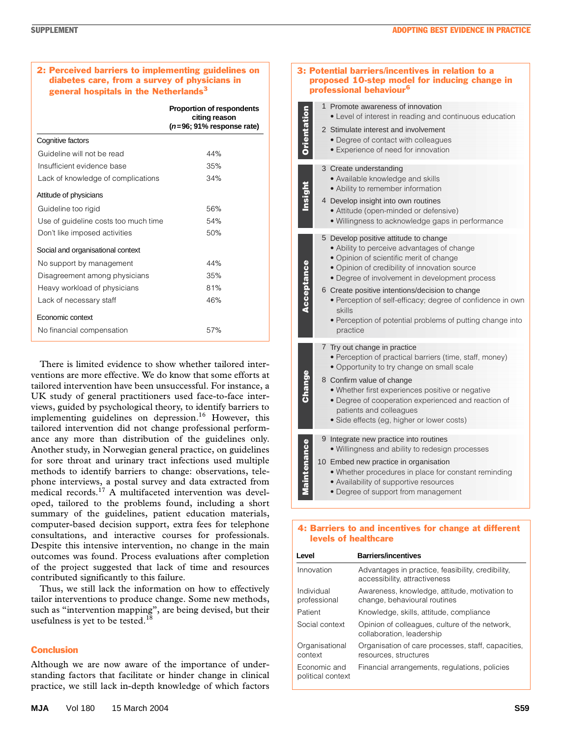### 2: Perceived barriers to implementing guidelines on diabetes care, from a survey of physicians in general hospitals in the Netherlands[3]

| | Proportion of respondents citing reason (*n*=96; 91% response rate) |
|---|---|
| **Cognitive factors** | |
| Guideline will not be read | 44% |
| Insufficient evidence base | 35% |
| Lack of knowledge of complications | 34% |
| **Attitude of physicians** | |
| Guideline too rigid | 56% |
| Use of guideline costs too much time | 54% |
| Don't like imposed activities | 50% |
| **Social and organisational context** | |
| No support by management | 44% |
| Disagreement among physicians | 35% |
| Heavy workload of physicians | 81% |
| Lack of necessary staff | 46% |
| **Economic context** | |
| No financial compensation | 57% |

There is limited evidence to show whether tailored interventions are more effective. We do know that some efforts at tailored intervention have been unsuccessful. For instance, a UK study of general practitioners used face-to-face interviews, guided by psychological theory, to identify barriers to implementing guidelines on depression.[16] However, this tailored intervention did not change professional performance any more than distribution of the guidelines only. Another study, in Norwegian general practice, on guidelines for sore throat and urinary tract infections used multiple methods to identify barriers to change: observations, telephone interviews, a postal survey and data extracted from medical records.[17] A multifaceted intervention was developed, tailored to the problems found, including a short summary of the guidelines, patient education materials, computer-based decision support, extra fees for telephone consultations, and interactive courses for professionals. Despite this intensive intervention, no change in the main outcomes was found. Process evaluations after completion of the project suggested that lack of time and resources contributed significantly to this failure.

Thus, we still lack the information on how to effectively tailor interventions to produce change. Some new methods, such as "intervention mapping", are being devised, but their usefulness is yet to be tested.[18]

## Conclusion

Although we are now aware of the importance of understanding factors that facilitate or hinder change in clinical practice, we still lack in-depth knowledge of which factors

### 3: Potential barriers/incentives in relation to a proposed 10-step model for inducing change in professional behaviour[6]

**Orientation**

1. Promote awareness of innovation
   - Level of interest in reading and continuous education
2. Stimulate interest and involvement
   - Degree of contact with colleagues
   - Experience of need for innovation

**Insight**

3. Create understanding
   - Available knowledge and skills
   - Ability to remember information
4. Develop insight into own routines
   - Attitude (open-minded or defensive)
   - Willingness to acknowledge gaps in performance

**Acceptance**

5. Develop positive attitude to change
   - Ability to perceive advantages of change
   - Opinion of scientific merit of change
   - Opinion of credibility of innovation source
   - Degree of involvement in development process
6. Create positive intentions/decision to change
   - Perception of self-efficacy; degree of confidence in own skills
   - Perception of potential problems of putting change into practice

**Change**

7. Try out change in practice
   - Perception of practical barriers (time, staff, money)
   - Opportunity to try change on small scale
8. Confirm value of change
   - Whether first experiences positive or negative
   - Degree of cooperation experienced and reaction of patients and colleagues
   - Side effects (eg, higher or lower costs)

**Maintenance**

9. Integrate new practice into routines
   - Willingness and ability to redesign processes
10. Embed new practice in organisation
    - Whether procedures in place for constant reminding
    - Availability of supportive resources
    - Degree of support from management

### 4: Barriers to and incentives for change at different levels of healthcare

| Level | Barriers/incentives |
|---|---|
| Innovation | Advantages in practice, feasibility, credibility, accessibility, attractiveness |
| Individual professional | Awareness, knowledge, attitude, motivation to change, behavioural routines |
| Patient | Knowledge, skills, attitude, compliance |
| Social context | Opinion of colleagues, culture of the network, collaboration, leadership |
| Organisational context | Organisation of care processes, staff, capacities, resources, structures |
| Economic and political context | Financial arrangements, regulations, policies |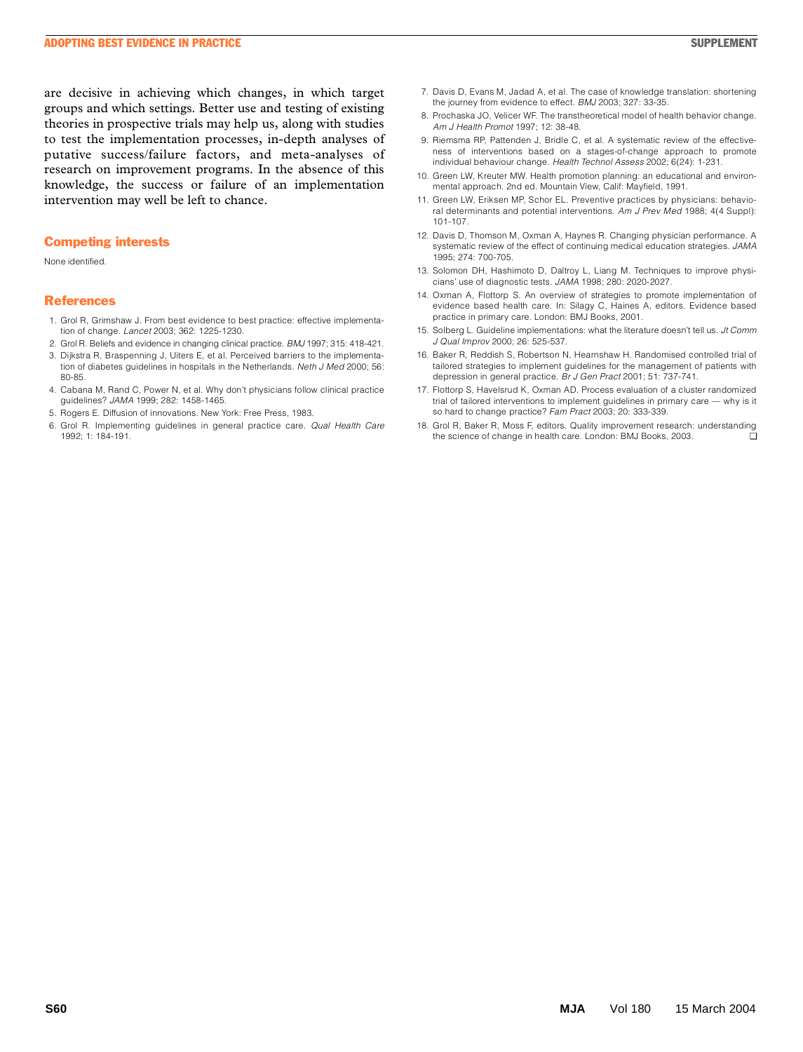are decisive in achieving which changes, in which target groups and which settings. Better use and testing of existing theories in prospective trials may help us, along with studies to test the implementation processes, in-depth analyses of putative success/failure factors, and meta-analyses of research on improvement programs. In the absence of this knowledge, the success or failure of an implementation intervention may well be left to chance.

## Competing interests

None identified.

## References

1. Grol R, Grimshaw J. From best evidence to best practice: effective implementation of change. *Lancet* 2003; 362: 1225-1230.
2. Grol R. Beliefs and evidence in changing clinical practice. *BMJ* 1997; 315: 418-421.
3. Dijkstra R, Braspenning J, Uiters E, et al. Perceived barriers to the implementation of diabetes guidelines in hospitals in the Netherlands. *Neth J Med* 2000; 56: 80-85.
4. Cabana M, Rand C, Power N, et al. Why don't physicians follow clinical practice guidelines? *JAMA* 1999; 282: 1458-1465.
5. Rogers E. Diffusion of innovations. New York: Free Press, 1983.
6. Grol R. Implementing guidelines in general practice care. *Qual Health Care* 1992; 1: 184-191.
7. Davis D, Evans M, Jadad A, et al. The case of knowledge translation: shortening the journey from evidence to effect. *BMJ* 2003; 327: 33-35.
8. Prochaska JO, Velicer WF. The transtheoretical model of health behavior change. *Am J Health Promot* 1997; 12: 38-48.
9. Riemsma RP, Pattenden J, Bridle C, et al. A systematic review of the effectiveness of interventions based on a stages-of-change approach to promote individual behaviour change. *Health Technol Assess* 2002; 6(24): 1-231.
10. Green LW, Kreuter MW. Health promotion planning: an educational and environmental approach. 2nd ed. Mountain View, Calif: Mayfield, 1991.
11. Green LW, Eriksen MP, Schor EL. Preventive practices by physicians: behavioral determinants and potential interventions. *Am J Prev Med* 1988; 4(4 Suppl): 101-107.
12. Davis D, Thomson M, Oxman A, Haynes R. Changing physician performance. A systematic review of the effect of continuing medical education strategies. *JAMA* 1995; 274: 700-705.
13. Solomon DH, Hashimoto D, Daltroy L, Liang M. Techniques to improve physicians' use of diagnostic tests. *JAMA* 1998; 280: 2020-2027.
14. Oxman A, Flottorp S. An overview of strategies to promote implementation of evidence based health care. In: Silagy C, Haines A, editors. Evidence based practice in primary care. London: BMJ Books, 2001.
15. Solberg L. Guideline implementations: what the literature doesn't tell us. *Jt Comm J Qual Improv* 2000; 26: 525-537.
16. Baker R, Reddish S, Robertson N, Hearnshaw H. Randomised controlled trial of tailored strategies to implement guidelines for the management of patients with depression in general practice. *Br J Gen Pract* 2001; 51: 737-741.
17. Flottorp S, Havelsrud K, Oxman AD. Process evaluation of a cluster randomized trial of tailored interventions to implement guidelines in primary care — why is it so hard to change practice? *Fam Pract* 2003; 20: 333-339.
18. Grol R, Baker R, Moss F, editors. Quality improvement research: understanding the science of change in health care. London: BMJ Books, 2003.